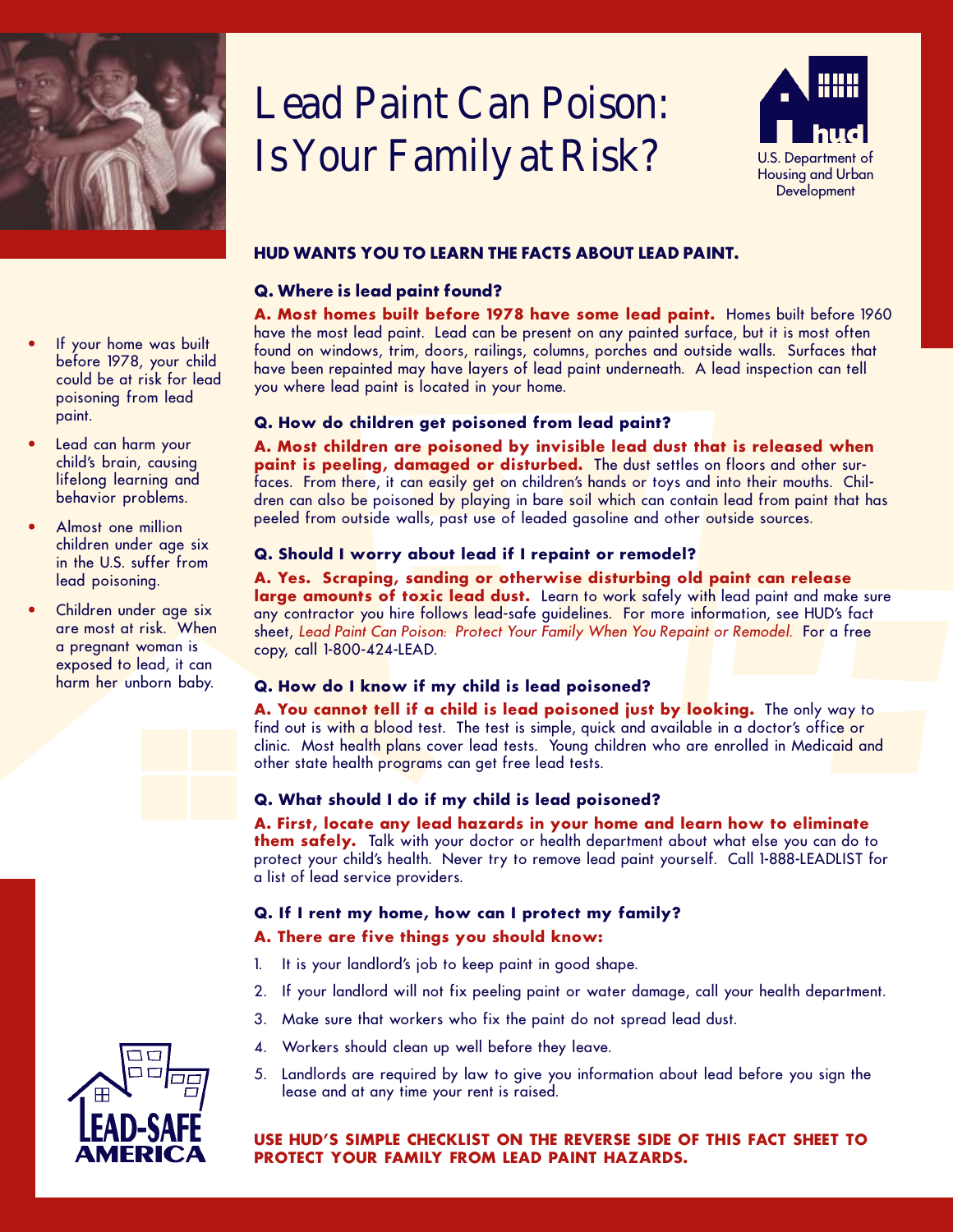# Lead Paint Can Poison: Is Your Family at Risk?

U.S. Department of Housing and Urban Development

- If your home was built before 1978, your child could be at risk for lead poisoning from lead paint.
- Lead can harm your child's brain, causing lifelong learning and behavior problems.
- Almost one million children under age six in the U.S. suffer from lead poisoning.
- Children under age six are most at risk. When a pregnant woman is exposed to lead, it can harm her unborn baby.

## HUD WANTS YOU TO LEARN THE FACTS ABOUT LEAD PAINT.

### Q. Where is lead paint found?

**A. Most homes built before 1978 have some lead paint.** Homes built before 1960 have the most lead paint. Lead can be present on any painted surface, but it is most often found on windows, trim, doors, railings, columns, porches and outside walls. Surfaces that have been repainted may have layers of lead paint underneath. A lead inspection can tell you where lead paint is located in your home.

### Q. How do children get poisoned from lead paint?

**A. Most children are poisoned by invisible lead dust that is released when paint is peeling, damaged or disturbed.** The dust settles on floors and other surfaces. From there, it can easily get on children's hands or toys and into their mouths. Children can also be poisoned by playing in bare soil which can contain lead from paint that has peeled from outside walls, past use of leaded gasoline and other outside sources.

### Q. Should I worry about lead if I repaint or remodel?

**A. Yes. Scraping, sanding or otherwise disturbing old paint can release large amounts of toxic lead dust.** Learn to work safely with lead paint and make sure any contractor you hire follows lead-safe guidelines. For more information, see HUD's fact sheet, *Lead Paint Can Poison: Protect Your Family When You Repair or Remodel.* For a free copy, call 1-800-424-LEAD.

### Q. How do I know if my child is lead poisoned?

**A. You cannot tell if a child is lead poisoned just by looking.** The only way to find out is with a blood test. The test is simple, quick and available in a doctor's office or clinic. Most health plans cover lead tests. Young children who are enrolled in Medicaid and other state health programs can get free lead tests.

### Q. What should I do if my child is lead poisoned?

**A. First, locate any lead hazards in your home and learn how to eliminate them safely.** Talk with your doctor or health department about what else you can do to protect your child's health. Never try to remove lead paint yourself. Call 1-888-LEADLIST for a list of lead service providers.

### Q. If I rent my home, how can I protect my family?

**A. There are five things you should know:**

1. It is your landlord's job to keep paint in good shape.
2. If your landlord will not fix peeling paint or water damage, call your health department.
3. Make sure that workers who fix the paint do not spread lead dust.
4. Workers should clean up well before they leave.
5. Landlords are required by law to give you information about lead before you sign the lease and at any time your rent is raised.

**USE HUD'S SIMPLE CHECKLIST ON THE REVERSE SIDE OF THIS FACT SHEET TO PROTECT YOUR FAMILY FROM LEAD PAINT HAZARDS.**

LEAD-SAFE AMERICA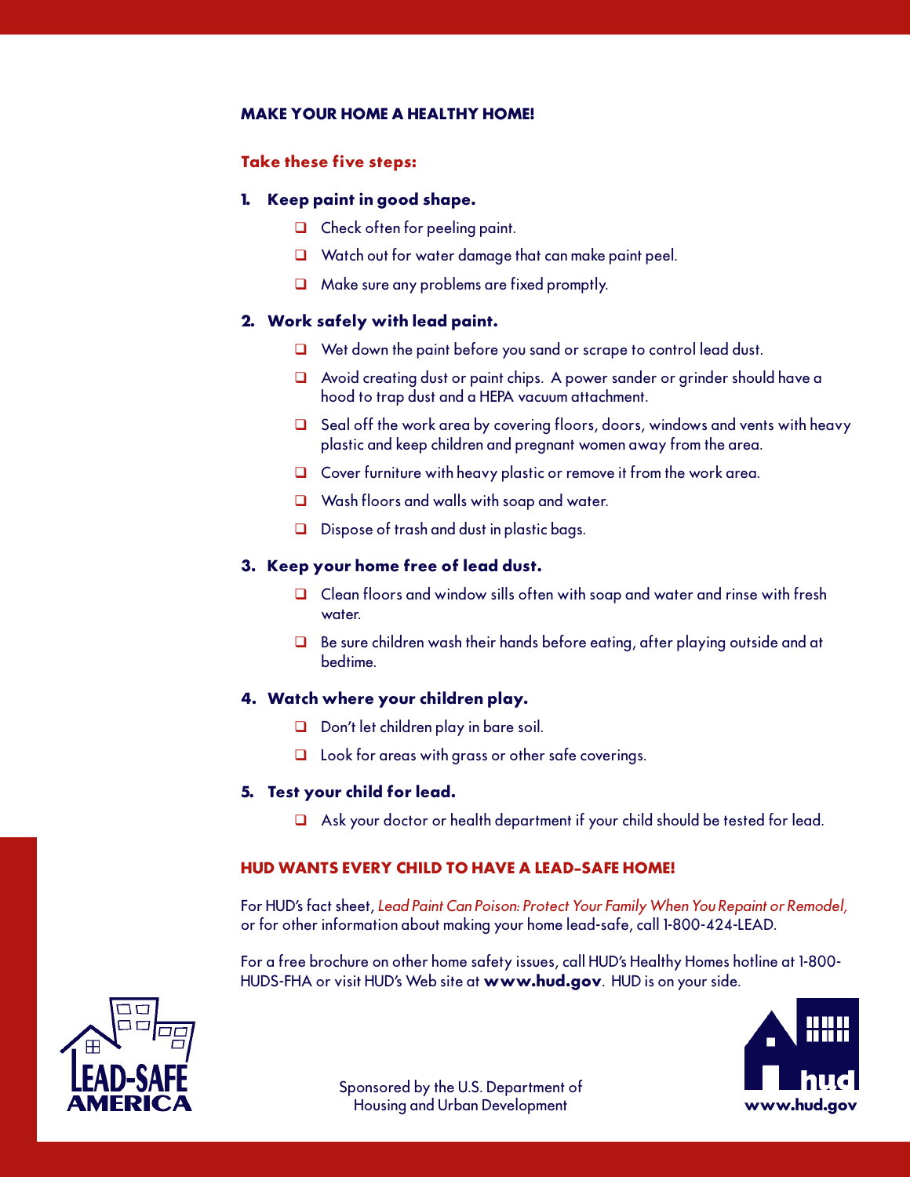## MAKE YOUR HOME A HEALTHY HOME!

### Take these five steps:

1. **Keep paint in good shape.**
   - Check often for peeling paint.
   - Watch out for water damage that can make paint peel.
   - Make sure any problems are fixed promptly.

2. **Work safely with lead paint.**
   - Wet down the paint before you sand or scrape to control lead dust.
   - Avoid creating dust or paint chips. A power sander or grinder should have a hood to trap dust and a HEPA vacuum attachment.
   - Seal off the work area by covering floors, doors, windows and vents with heavy plastic and keep children and pregnant women away from the area.
   - Cover furniture with heavy plastic or remove it from the work area.
   - Wash floors and walls with soap and water.
   - Dispose of trash and dust in plastic bags.

3. **Keep your home free of lead dust.**
   - Clean floors and window sills often with soap and water and rinse with fresh water.
   - Be sure children wash their hands before eating, after playing outside and at bedtime.

4. **Watch where your children play.**
   - Don't let children play in bare soil.
   - Look for areas with grass or other safe coverings.

5. **Test your child for lead.**
   - Ask your doctor or health department if your child should be tested for lead.

## HUD WANTS EVERY CHILD TO HAVE A LEAD-SAFE HOME!

For HUD's fact sheet, *Lead Paint Can Poison: Protect Your Family When You Repaint or Remodel,* or for other information about making your home lead-safe, call 1-800-424-LEAD.

For a free brochure on other home safety issues, call HUD's Healthy Homes hotline at 1-800-HUDS-FHA or visit HUD's Web site at **www.hud.gov**. HUD is on your side.

LEAD-SAFE AMERICA

Sponsored by the U.S. Department of Housing and Urban Development

hud www.hud.gov